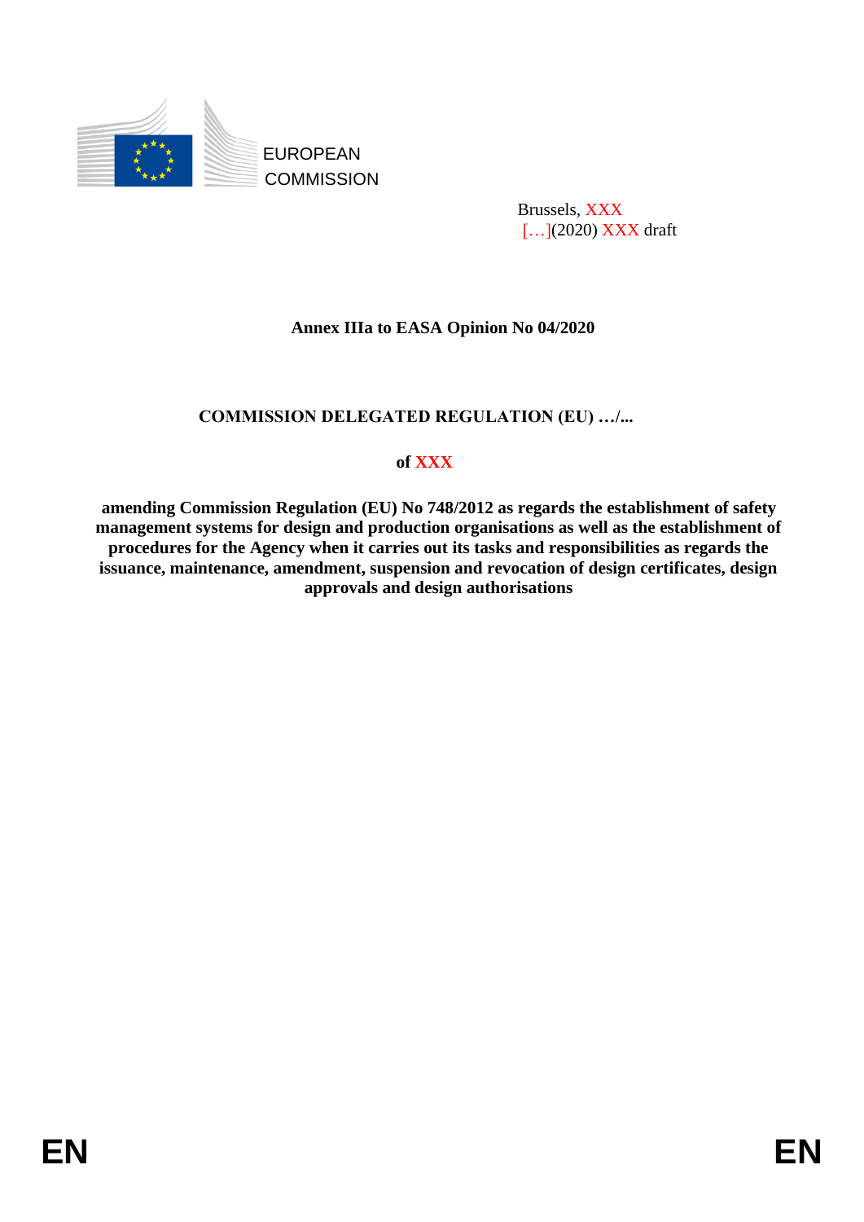EUROPEAN
COMMISSION

Brussels, XXX
[…](2020) XXX draft

**Annex IIIa to EASA Opinion No 04/2020**

**COMMISSION DELEGATED REGULATION (EU) …/...**

**of XXX**

**amending Commission Regulation (EU) No 748/2012 as regards the establishment of safety management systems for design and production organisations as well as the establishment of procedures for the Agency when it carries out its tasks and responsibilities as regards the issuance, maintenance, amendment, suspension and revocation of design certificates, design approvals and design authorisations**

EN EN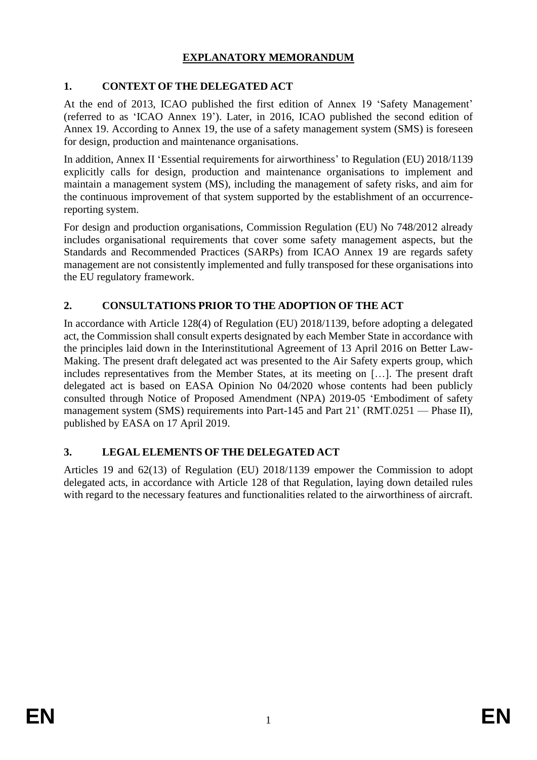# EXPLANATORY MEMORANDUM

## 1. CONTEXT OF THE DELEGATED ACT

At the end of 2013, ICAO published the first edition of Annex 19 'Safety Management' (referred to as 'ICAO Annex 19'). Later, in 2016, ICAO published the second edition of Annex 19. According to Annex 19, the use of a safety management system (SMS) is foreseen for design, production and maintenance organisations.

In addition, Annex II 'Essential requirements for airworthiness' to Regulation (EU) 2018/1139 explicitly calls for design, production and maintenance organisations to implement and maintain a management system (MS), including the management of safety risks, and aim for the continuous improvement of that system supported by the establishment of an occurrence-reporting system.

For design and production organisations, Commission Regulation (EU) No 748/2012 already includes organisational requirements that cover some safety management aspects, but the Standards and Recommended Practices (SARPs) from ICAO Annex 19 are regards safety management are not consistently implemented and fully transposed for these organisations into the EU regulatory framework.

## 2. CONSULTATIONS PRIOR TO THE ADOPTION OF THE ACT

In accordance with Article 128(4) of Regulation (EU) 2018/1139, before adopting a delegated act, the Commission shall consult experts designated by each Member State in accordance with the principles laid down in the Interinstitutional Agreement of 13 April 2016 on Better Law-Making. The present draft delegated act was presented to the Air Safety experts group, which includes representatives from the Member States, at its meeting on […]. The present draft delegated act is based on EASA Opinion No 04/2020 whose contents had been publicly consulted through Notice of Proposed Amendment (NPA) 2019-05 'Embodiment of safety management system (SMS) requirements into Part-145 and Part 21' (RMT.0251 — Phase II), published by EASA on 17 April 2019.

## 3. LEGAL ELEMENTS OF THE DELEGATED ACT

Articles 19 and 62(13) of Regulation (EU) 2018/1139 empower the Commission to adopt delegated acts, in accordance with Article 128 of that Regulation, laying down detailed rules with regard to the necessary features and functionalities related to the airworthiness of aircraft.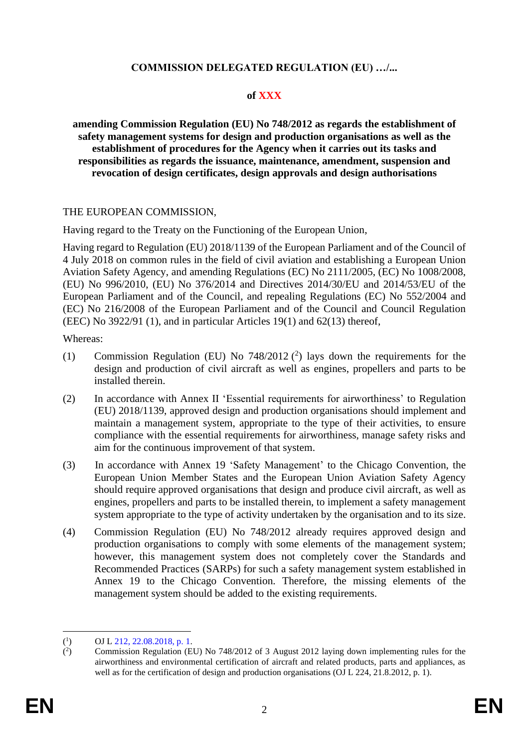**COMMISSION DELEGATED REGULATION (EU) …/...**

**of XXX**

**amending Commission Regulation (EU) No 748/2012 as regards the establishment of safety management systems for design and production organisations as well as the establishment of procedures for the Agency when it carries out its tasks and responsibilities as regards the issuance, maintenance, amendment, suspension and revocation of design certificates, design approvals and design authorisations**

THE EUROPEAN COMMISSION,

Having regard to the Treaty on the Functioning of the European Union,

Having regard to Regulation (EU) 2018/1139 of the European Parliament and of the Council of 4 July 2018 on common rules in the field of civil aviation and establishing a European Union Aviation Safety Agency, and amending Regulations (EC) No 2111/2005, (EC) No 1008/2008, (EU) No 996/2010, (EU) No 376/2014 and Directives 2014/30/EU and 2014/53/EU of the European Parliament and of the Council, and repealing Regulations (EC) No 552/2004 and (EC) No 216/2008 of the European Parliament and of the Council and Council Regulation (EEC) No 3922/91 (1), and in particular Articles 19(1) and 62(13) thereof,

Whereas:

(1) Commission Regulation (EU) No 748/2012 [2] lays down the requirements for the design and production of civil aircraft as well as engines, propellers and parts to be installed therein.

(2) In accordance with Annex II 'Essential requirements for airworthiness' to Regulation (EU) 2018/1139, approved design and production organisations should implement and maintain a management system, appropriate to the type of their activities, to ensure compliance with the essential requirements for airworthiness, manage safety risks and aim for the continuous improvement of that system.

(3) In accordance with Annex 19 'Safety Management' to the Chicago Convention, the European Union Member States and the European Union Aviation Safety Agency should require approved organisations that design and produce civil aircraft, as well as engines, propellers and parts to be installed therein, to implement a safety management system appropriate to the type of activity undertaken by the organisation and to its size.

(4) Commission Regulation (EU) No 748/2012 already requires approved design and production organisations to comply with some elements of the management system; however, this management system does not completely cover the Standards and Recommended Practices (SARPs) for such a safety management system established in Annex 19 to the Chicago Convention. Therefore, the missing elements of the management system should be added to the existing requirements.

---

[1] OJ L 212, 22.08.2018, p. 1.

[2] Commission Regulation (EU) No 748/2012 of 3 August 2012 laying down implementing rules for the airworthiness and environmental certification of aircraft and related products, parts and appliances, as well as for the certification of design and production organisations (OJ L 224, 21.8.2012, p. 1).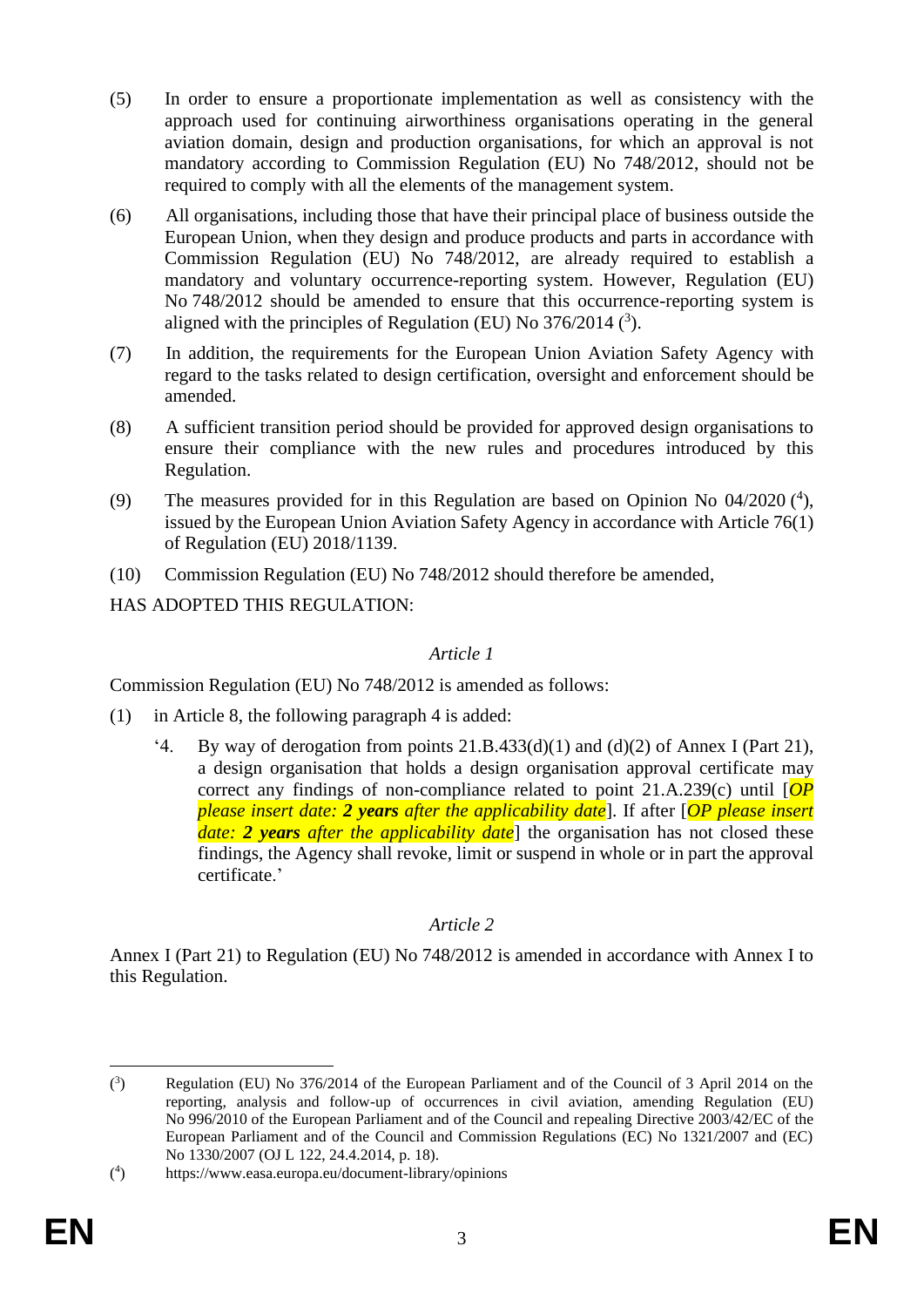(5) In order to ensure a proportionate implementation as well as consistency with the approach used for continuing airworthiness organisations operating in the general aviation domain, design and production organisations, for which an approval is not mandatory according to Commission Regulation (EU) No 748/2012, should not be required to comply with all the elements of the management system.

(6) All organisations, including those that have their principal place of business outside the European Union, when they design and produce products and parts in accordance with Commission Regulation (EU) No 748/2012, are already required to establish a mandatory and voluntary occurrence-reporting system. However, Regulation (EU) No 748/2012 should be amended to ensure that this occurrence-reporting system is aligned with the principles of Regulation (EU) No 376/2014 ([3]).

(7) In addition, the requirements for the European Union Aviation Safety Agency with regard to the tasks related to design certification, oversight and enforcement should be amended.

(8) A sufficient transition period should be provided for approved design organisations to ensure their compliance with the new rules and procedures introduced by this Regulation.

(9) The measures provided for in this Regulation are based on Opinion No 04/2020 ([4]), issued by the European Union Aviation Safety Agency in accordance with Article 76(1) of Regulation (EU) 2018/1139.

(10) Commission Regulation (EU) No 748/2012 should therefore be amended,

HAS ADOPTED THIS REGULATION:

*Article 1*

Commission Regulation (EU) No 748/2012 is amended as follows:

(1) in Article 8, the following paragraph 4 is added:

'4. By way of derogation from points 21.B.433(d)(1) and (d)(2) of Annex I (Part 21), a design organisation that holds a design organisation approval certificate may correct any findings of non-compliance related to point 21.A.239(c) until [*OP please insert date:* ***2 years*** *after the applicability date*]. If after [*OP please insert date:* ***2 years*** *after the applicability date*] the organisation has not closed these findings, the Agency shall revoke, limit or suspend in whole or in part the approval certificate.'

*Article 2*

Annex I (Part 21) to Regulation (EU) No 748/2012 is amended in accordance with Annex I to this Regulation.

---

([3]) Regulation (EU) No 376/2014 of the European Parliament and of the Council of 3 April 2014 on the reporting, analysis and follow-up of occurrences in civil aviation, amending Regulation (EU) No 996/2010 of the European Parliament and of the Council and repealing Directive 2003/42/EC of the European Parliament and of the Council and Commission Regulations (EC) No 1321/2007 and (EC) No 1330/2007 (OJ L 122, 24.4.2014, p. 18).

([4]) https://www.easa.europa.eu/document-library/opinions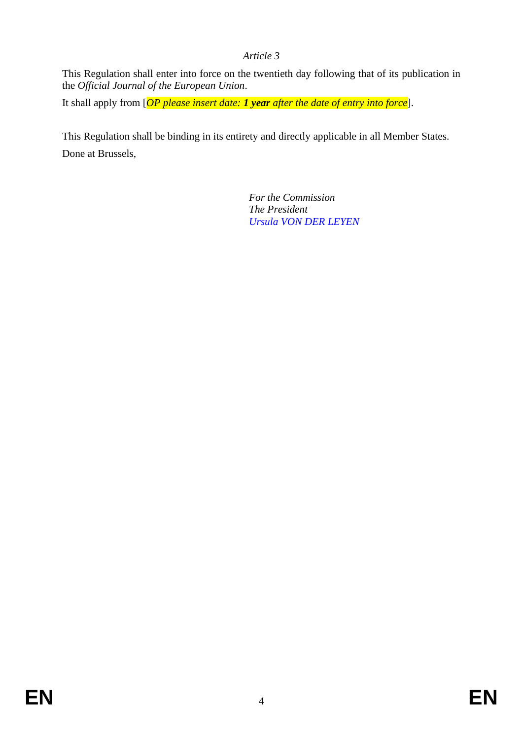*Article 3*

This Regulation shall enter into force on the twentieth day following that of its publication in the *Official Journal of the European Union*.

It shall apply from [*OP please insert date: **1 year** after the date of entry into force*].

This Regulation shall be binding in its entirety and directly applicable in all Member States.

Done at Brussels,

*For the Commission*
*The President*
*Ursula VON DER LEYEN*